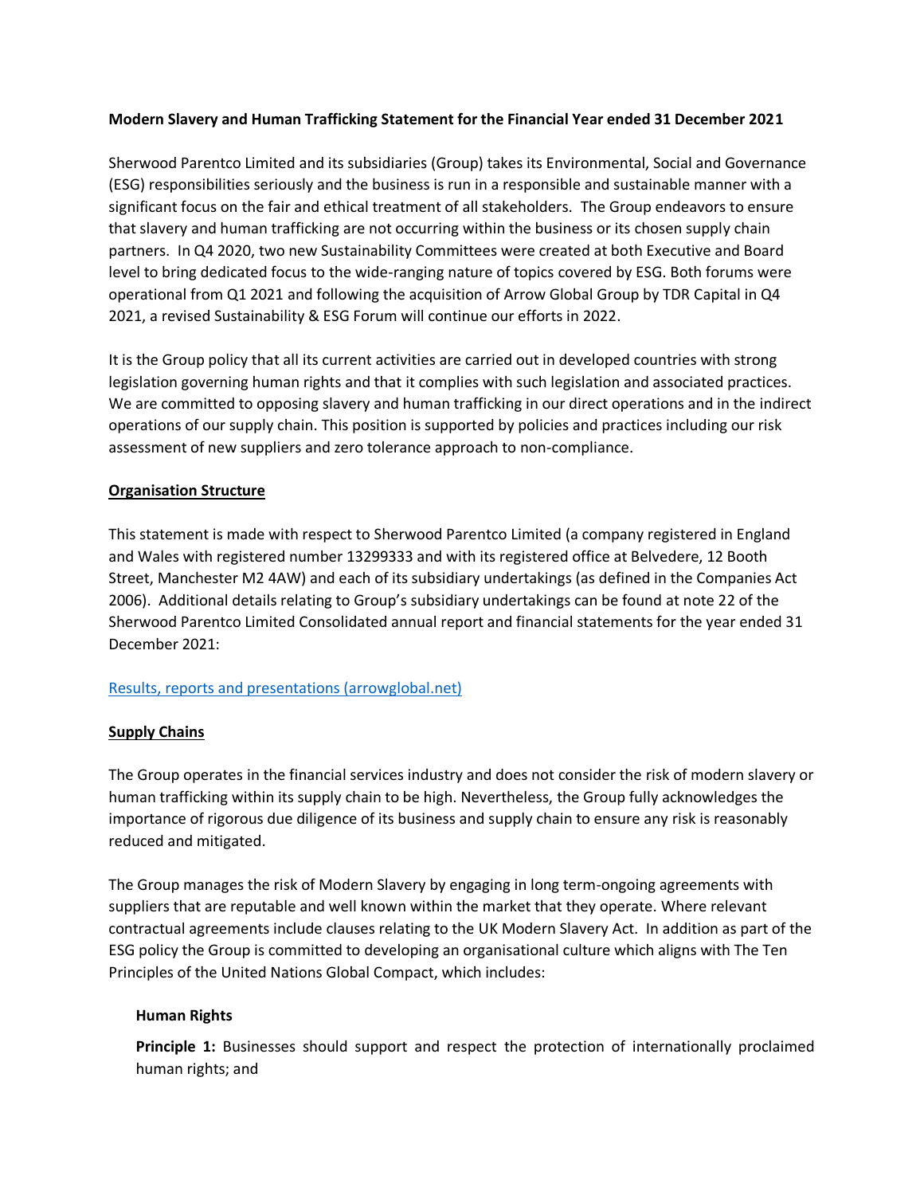**Modern Slavery and Human Trafficking Statement for the Financial Year ended 31 December 2021**

Sherwood Parentco Limited and its subsidiaries (Group) takes its Environmental, Social and Governance (ESG) responsibilities seriously and the business is run in a responsible and sustainable manner with a significant focus on the fair and ethical treatment of all stakeholders. The Group endeavors to ensure that slavery and human trafficking are not occurring within the business or its chosen supply chain partners. In Q4 2020, two new Sustainability Committees were created at both Executive and Board level to bring dedicated focus to the wide-ranging nature of topics covered by ESG. Both forums were operational from Q1 2021 and following the acquisition of Arrow Global Group by TDR Capital in Q4 2021, a revised Sustainability & ESG Forum will continue our efforts in 2022.

It is the Group policy that all its current activities are carried out in developed countries with strong legislation governing human rights and that it complies with such legislation and associated practices. We are committed to opposing slavery and human trafficking in our direct operations and in the indirect operations of our supply chain. This position is supported by policies and practices including our risk assessment of new suppliers and zero tolerance approach to non-compliance.

**Organisation Structure**

This statement is made with respect to Sherwood Parentco Limited (a company registered in England and Wales with registered number 13299333 and with its registered office at Belvedere, 12 Booth Street, Manchester M2 4AW) and each of its subsidiary undertakings (as defined in the Companies Act 2006). Additional details relating to Group's subsidiary undertakings can be found at note 22 of the Sherwood Parentco Limited Consolidated annual report and financial statements for the year ended 31 December 2021:

Results, reports and presentations (arrowglobal.net)

**Supply Chains**

The Group operates in the financial services industry and does not consider the risk of modern slavery or human trafficking within its supply chain to be high. Nevertheless, the Group fully acknowledges the importance of rigorous due diligence of its business and supply chain to ensure any risk is reasonably reduced and mitigated.

The Group manages the risk of Modern Slavery by engaging in long term-ongoing agreements with suppliers that are reputable and well known within the market that they operate. Where relevant contractual agreements include clauses relating to the UK Modern Slavery Act. In addition as part of the ESG policy the Group is committed to developing an organisational culture which aligns with The Ten Principles of the United Nations Global Compact, which includes:

**Human Rights**

**Principle 1:** Businesses should support and respect the protection of internationally proclaimed human rights; and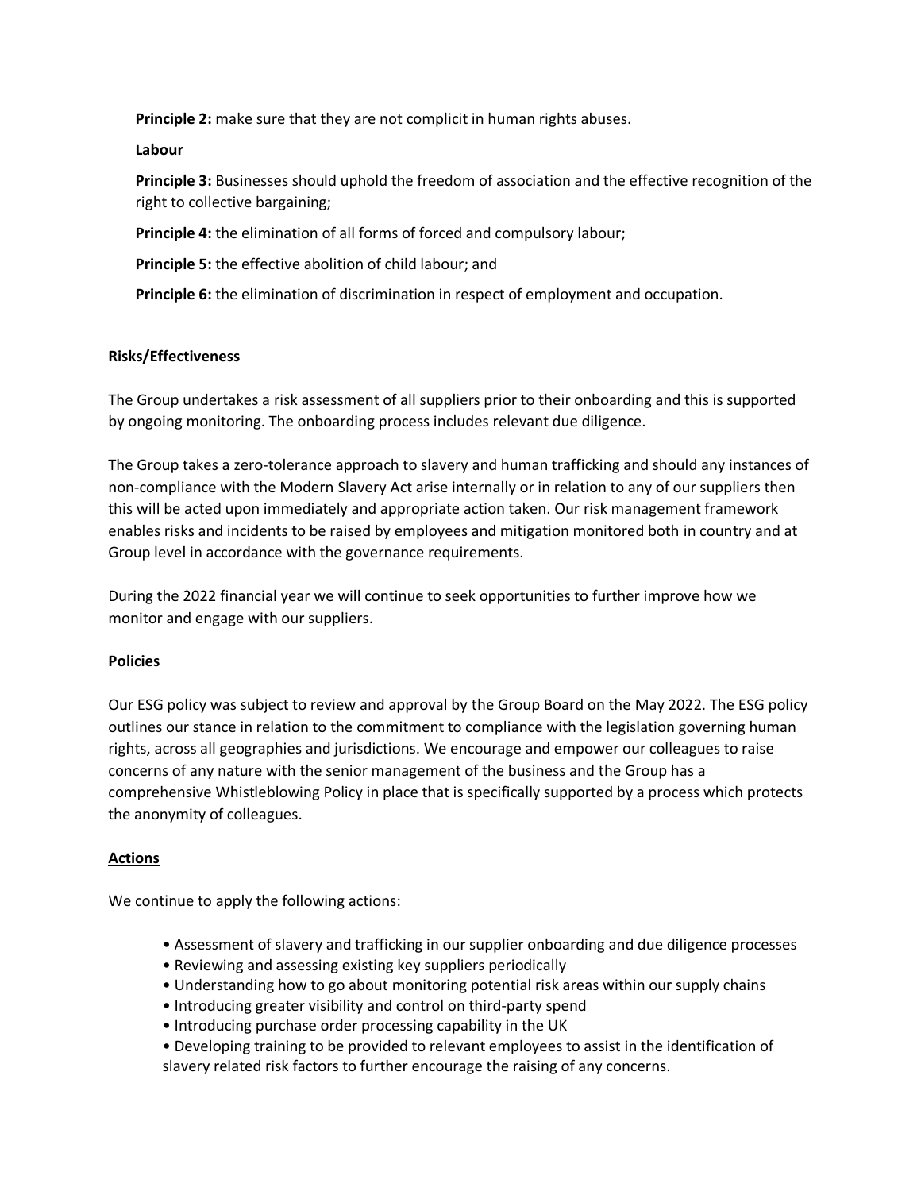**Principle 2:** make sure that they are not complicit in human rights abuses.

**Labour**

**Principle 3:** Businesses should uphold the freedom of association and the effective recognition of the right to collective bargaining;

**Principle 4:** the elimination of all forms of forced and compulsory labour;

**Principle 5:** the effective abolition of child labour; and

**Principle 6:** the elimination of discrimination in respect of employment and occupation.

## Risks/Effectiveness

The Group undertakes a risk assessment of all suppliers prior to their onboarding and this is supported by ongoing monitoring. The onboarding process includes relevant due diligence.

The Group takes a zero-tolerance approach to slavery and human trafficking and should any instances of non-compliance with the Modern Slavery Act arise internally or in relation to any of our suppliers then this will be acted upon immediately and appropriate action taken. Our risk management framework enables risks and incidents to be raised by employees and mitigation monitored both in country and at Group level in accordance with the governance requirements.

During the 2022 financial year we will continue to seek opportunities to further improve how we monitor and engage with our suppliers.

## Policies

Our ESG policy was subject to review and approval by the Group Board on the May 2022. The ESG policy outlines our stance in relation to the commitment to compliance with the legislation governing human rights, across all geographies and jurisdictions. We encourage and empower our colleagues to raise concerns of any nature with the senior management of the business and the Group has a comprehensive Whistleblowing Policy in place that is specifically supported by a process which protects the anonymity of colleagues.

## Actions

We continue to apply the following actions:

- Assessment of slavery and trafficking in our supplier onboarding and due diligence processes
- Reviewing and assessing existing key suppliers periodically
- Understanding how to go about monitoring potential risk areas within our supply chains
- Introducing greater visibility and control on third-party spend
- Introducing purchase order processing capability in the UK
- Developing training to be provided to relevant employees to assist in the identification of slavery related risk factors to further encourage the raising of any concerns.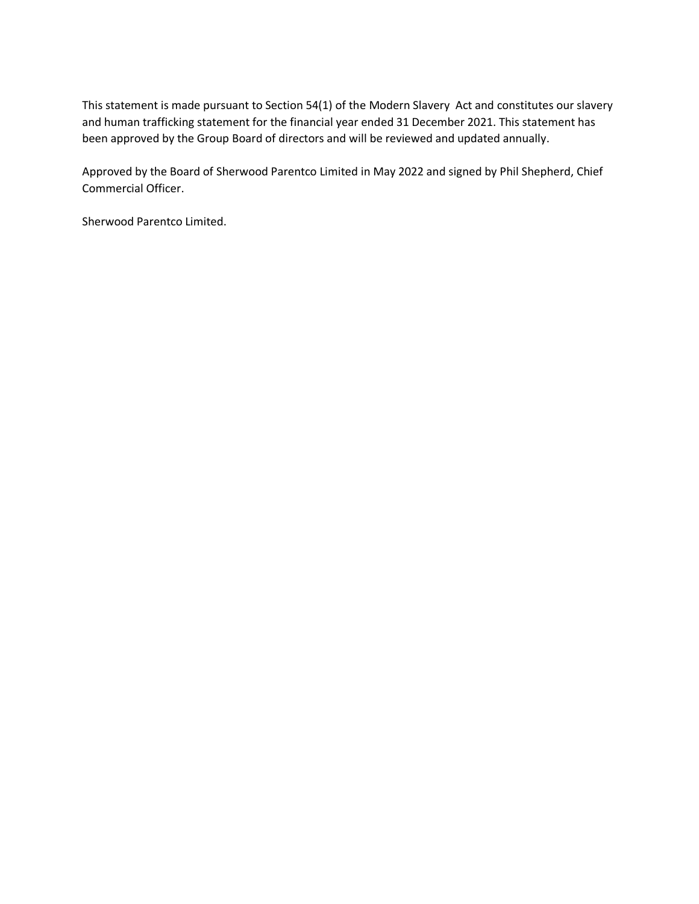This statement is made pursuant to Section 54(1) of the Modern Slavery Act and constitutes our slavery and human trafficking statement for the financial year ended 31 December 2021. This statement has been approved by the Group Board of directors and will be reviewed and updated annually.

Approved by the Board of Sherwood Parentco Limited in May 2022 and signed by Phil Shepherd, Chief Commercial Officer.

Sherwood Parentco Limited.